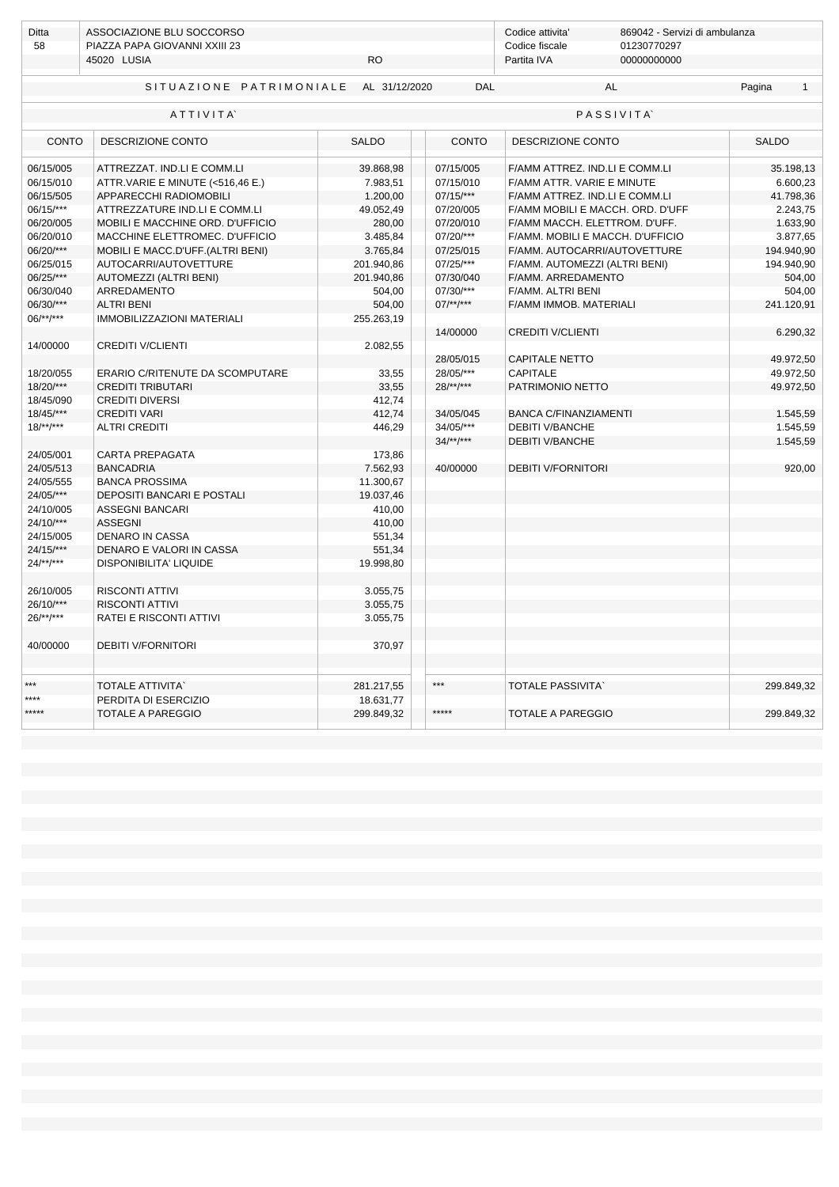| Ditta | ASSOCIAZIONE BLU SOCCORSO | | Codice attivita' | 869042 - Servizi di ambulanza |
|---|---|---|---|---|
| 58 | PIAZZA PAPA GIOVANNI XXIII 23 | | Codice fiscale | 01230770297 |
| | 45020 LUSIA | RO | Partita IVA | 00000000000 |

## SITUAZIONE PATRIMONIALE AL 31/12/2020 DAL AL

| ATTIVITA` | | | PASSIVITA` | | |
|---|---|---|---|---|---|
| CONTO | DESCRIZIONE CONTO | SALDO | CONTO | DESCRIZIONE CONTO | SALDO |
| 06/15/005 | ATTREZZAT. IND.LI E COMM.LI | 39.868,98 | 07/15/005 | F/AMM ATTREZ. IND.LI E COMM.LI | 35.198,13 |
| 06/15/010 | ATTR.VARIE E MINUTE (<516,46 E.) | 7.983,51 | 07/15/010 | F/AMM ATTR. VARIE E MINUTE | 6.600,23 |
| 06/15/505 | APPARECCHI RADIOMOBILI | 1.200,00 | 07/15/*** | F/AMM ATTREZ. IND.LI E COMM.LI | 41.798,36 |
| 06/15/*** | ATTREZZATURE IND.LI E COMM.LI | 49.052,49 | 07/20/005 | F/AMM MOBILI E MACCH. ORD. D'UFF | 2.243,75 |
| 06/20/005 | MOBILI E MACCHINE ORD. D'UFFICIO | 280,00 | 07/20/010 | F/AMM MACCH. ELETTROM. D'UFF. | 1.633,90 |
| 06/20/010 | MACCHINE ELETTROMEC. D'UFFICIO | 3.485,84 | 07/20/*** | F/AMM. MOBILI E MACCH. D'UFFICIO | 3.877,65 |
| 06/20/*** | MOBILI E MACC.D'UFF.(ALTRI BENI) | 3.765,84 | 07/25/015 | F/AMM. AUTOCARRI/AUTOVETTURE | 194.940,90 |
| 06/25/015 | AUTOCARRI/AUTOVETTURE | 201.940,86 | 07/25/*** | F/AMM. AUTOMEZZI (ALTRI BENI) | 194.940,90 |
| 06/25/*** | AUTOMEZZI (ALTRI BENI) | 201.940,86 | 07/30/040 | F/AMM. ARREDAMENTO | 504,00 |
| 06/30/040 | ARREDAMENTO | 504,00 | 07/30/*** | F/AMM. ALTRI BENI | 504,00 |
| 06/30/*** | ALTRI BENI | 504,00 | 07/**/*** | F/AMM IMMOB. MATERIALI | 241.120,91 |
| 06/**/*** | IMMOBILIZZAZIONI MATERIALI | 255.263,19 | | | |
| | | | 14/00000 | CREDITI V/CLIENTI | 6.290,32 |
| 14/00000 | CREDITI V/CLIENTI | 2.082,55 | | | |
| | | | 28/05/015 | CAPITALE NETTO | 49.972,50 |
| 18/20/055 | ERARIO C/RITENUTE DA SCOMPUTARE | 33,55 | 28/05/*** | CAPITALE | 49.972,50 |
| 18/20/*** | CREDITI TRIBUTARI | 33,55 | 28/**/*** | PATRIMONIO NETTO | 49.972,50 |
| 18/45/090 | CREDITI DIVERSI | 412,74 | | | |
| 18/45/*** | CREDITI VARI | 412,74 | 34/05/045 | BANCA C/FINANZIAMENTI | 1.545,59 |
| 18/**/*** | ALTRI CREDITI | 446,29 | 34/05/*** | DEBITI V/BANCHE | 1.545,59 |
| | | | 34/**/*** | DEBITI V/BANCHE | 1.545,59 |
| 24/05/001 | CARTA PREPAGATA | 173,86 | | | |
| 24/05/513 | BANCADRIA | 7.562,93 | 40/00000 | DEBITI V/FORNITORI | 920,00 |
| 24/05/555 | BANCA PROSSIMA | 11.300,67 | | | |
| 24/05/*** | DEPOSITI BANCARI E POSTALI | 19.037,46 | | | |
| 24/10/005 | ASSEGNI BANCARI | 410,00 | | | |
| 24/10/*** | ASSEGNI | 410,00 | | | |
| 24/15/005 | DENARO IN CASSA | 551,34 | | | |
| 24/15/*** | DENARO E VALORI IN CASSA | 551,34 | | | |
| 24/**/*** | DISPONIBILITA' LIQUIDE | 19.998,80 | | | |
| 26/10/005 | RISCONTI ATTIVI | 3.055,75 | | | |
| 26/10/*** | RISCONTI ATTIVI | 3.055,75 | | | |
| 26/**/*** | RATEI E RISCONTI ATTIVI | 3.055,75 | | | |
| 40/00000 | DEBITI V/FORNITORI | 370,97 | | | |
| *** | TOTALE ATTIVITA` | 281.217,55 | *** | TOTALE PASSIVITA` | 299.849,32 |
| **** | PERDITA DI ESERCIZIO | 18.631,77 | | | |
| ***** | TOTALE A PAREGGIO | 299.849,32 | ***** | TOTALE A PAREGGIO | 299.849,32 |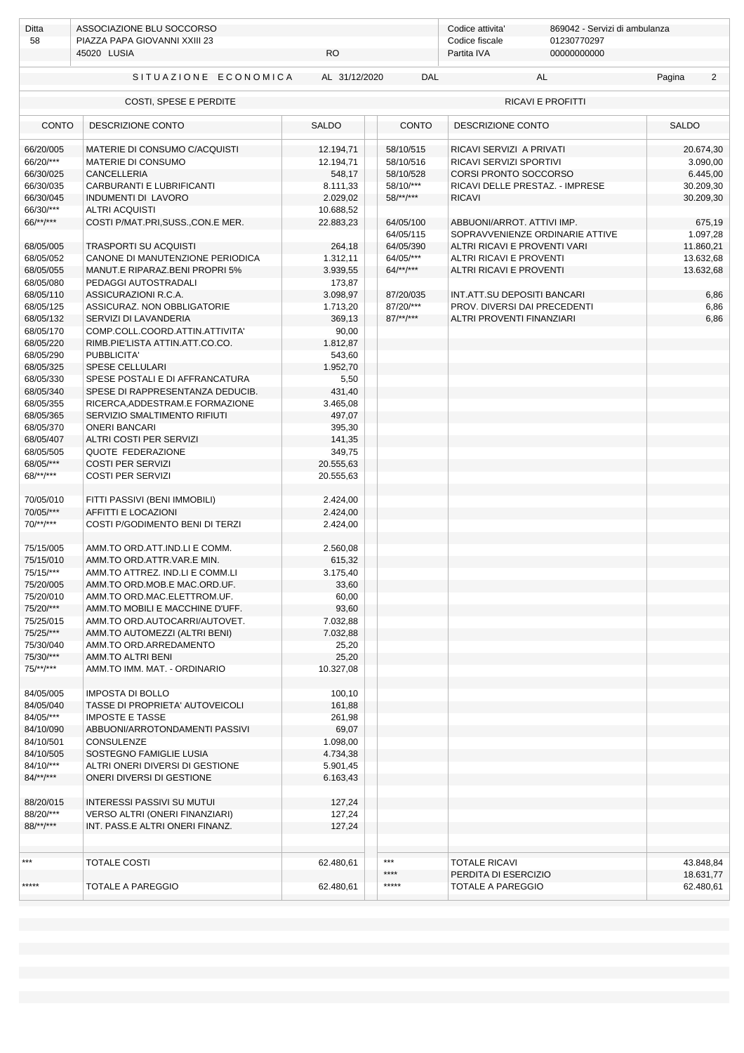| | | | | | |
|---|---|---|---|---|---|
| Ditta | ASSOCIAZIONE BLU SOCCORSO | | Codice attivita' | 869042 - Servizi di ambulanza | |
| 58 | PIAZZA PAPA GIOVANNI XXIII 23 | | Codice fiscale | 01230770297 | |
| | 45020 LUSIA | RO | Partita IVA | 00000000000 | |

SITUAZIONE ECONOMICA AL 31/12/2020 DAL AL

| COSTI, SPESE E PERDITE | | | RICAVI E PROFITTI | | |
|---|---|---|---|---|---|
| CONTO | DESCRIZIONE CONTO | SALDO | CONTO | DESCRIZIONE CONTO | SALDO |
| 66/20/005 | MATERIE DI CONSUMO C/ACQUISTI | 12.194,71 | 58/10/515 | RICAVI SERVIZI A PRIVATI | 20.674,30 |
| 66/20/*** | MATERIE DI CONSUMO | 12.194,71 | 58/10/516 | RICAVI SERVIZI SPORTIVI | 3.090,00 |
| 66/30/025 | CANCELLERIA | 548,17 | 58/10/528 | CORSI PRONTO SOCCORSO | 6.445,00 |
| 66/30/035 | CARBURANTI E LUBRIFICANTI | 8.111,33 | 58/10/*** | RICAVI DELLE PRESTAZ. - IMPRESE | 30.209,30 |
| 66/30/045 | INDUMENTI DI LAVORO | 2.029,02 | 58/**/*** | RICAVI | 30.209,30 |
| 66/30/*** | ALTRI ACQUISTI | 10.688,52 | | | |
| 66/**/*** | COSTI P/MAT.PRI,SUSS.,CON.E MER. | 22.883,23 | 64/05/100 | ABBUONI/ARROT. ATTIVI IMP. | 675,19 |
| | | | 64/05/115 | SOPRAVVENIENZE ORDINARIE ATTIVE | 1.097,28 |
| 68/05/005 | TRASPORTI SU ACQUISTI | 264,18 | 64/05/390 | ALTRI RICAVI E PROVENTI VARI | 11.860,21 |
| 68/05/052 | CANONE DI MANUTENZIONE PERIODICA | 1.312,11 | 64/05/*** | ALTRI RICAVI E PROVENTI | 13.632,68 |
| 68/05/055 | MANUT.E RIPARAZ.BENI PROPRI 5% | 3.939,55 | 64/**/*** | ALTRI RICAVI E PROVENTI | 13.632,68 |
| 68/05/080 | PEDAGGI AUTOSTRADALI | 173,87 | | | |
| 68/05/110 | ASSICURAZIONI R.C.A. | 3.098,97 | 87/20/035 | INT.ATT.SU DEPOSITI BANCARI | 6,86 |
| 68/05/125 | ASSICURAZ. NON OBBLIGATORIE | 1.713,20 | 87/20/*** | PROV. DIVERSI DAI PRECEDENTI | 6,86 |
| 68/05/132 | SERVIZI DI LAVANDERIA | 369,13 | 87/**/*** | ALTRI PROVENTI FINANZIARI | 6,86 |
| 68/05/170 | COMP.COLL.COORD.ATTIN.ATTIVITA' | 90,00 | | | |
| 68/05/220 | RIMB.PIE'LISTA ATTIN.ATT.CO.CO. | 1.812,87 | | | |
| 68/05/290 | PUBBLICITA' | 543,60 | | | |
| 68/05/325 | SPESE CELLULARI | 1.952,70 | | | |
| 68/05/330 | SPESE POSTALI E DI AFFRANCATURA | 5,50 | | | |
| 68/05/340 | SPESE DI RAPPRESENTANZA DEDUCIB. | 431,40 | | | |
| 68/05/355 | RICERCA,ADDESTRAM.E FORMAZIONE | 3.465,08 | | | |
| 68/05/365 | SERVIZIO SMALTIMENTO RIFIUTI | 497,07 | | | |
| 68/05/370 | ONERI BANCARI | 395,30 | | | |
| 68/05/407 | ALTRI COSTI PER SERVIZI | 141,35 | | | |
| 68/05/505 | QUOTE FEDERAZIONE | 349,75 | | | |
| 68/05/*** | COSTI PER SERVIZI | 20.555,63 | | | |
| 68/**/*** | COSTI PER SERVIZI | 20.555,63 | | | |
| 70/05/010 | FITTI PASSIVI (BENI IMMOBILI) | 2.424,00 | | | |
| 70/05/*** | AFFITTI E LOCAZIONI | 2.424,00 | | | |
| 70/**/*** | COSTI P/GODIMENTO BENI DI TERZI | 2.424,00 | | | |
| 75/15/005 | AMM.TO ORD.ATT.IND.LI E COMM. | 2.560,08 | | | |
| 75/15/010 | AMM.TO ORD.ATTR.VAR.E MIN. | 615,32 | | | |
| 75/15/*** | AMM.TO ATTREZ. IND.LI E COMM.LI | 3.175,40 | | | |
| 75/20/005 | AMM.TO ORD.MOB.E MAC.ORD.UF. | 33,60 | | | |
| 75/20/010 | AMM.TO ORD.MAC.ELETTROM.UF. | 60,00 | | | |
| 75/20/*** | AMM.TO MOBILI E MACCHINE D'UFF. | 93,60 | | | |
| 75/25/015 | AMM.TO ORD.AUTOCARRI/AUTOVET. | 7.032,88 | | | |
| 75/25/*** | AMM.TO AUTOMEZZI (ALTRI BENI) | 7.032,88 | | | |
| 75/30/040 | AMM.TO ORD.ARREDAMENTO | 25,20 | | | |
| 75/30/*** | AMM.TO ALTRI BENI | 25,20 | | | |
| 75/**/*** | AMM.TO IMM. MAT. - ORDINARIO | 10.327,08 | | | |
| 84/05/005 | IMPOSTA DI BOLLO | 100,10 | | | |
| 84/05/040 | TASSE DI PROPRIETA' AUTOVEICOLI | 161,88 | | | |
| 84/05/*** | IMPOSTE E TASSE | 261,98 | | | |
| 84/10/090 | ABBUONI/ARROTONDAMENTI PASSIVI | 69,07 | | | |
| 84/10/501 | CONSULENZE | 1.098,00 | | | |
| 84/10/505 | SOSTEGNO FAMIGLIE LUSIA | 4.734,38 | | | |
| 84/10/*** | ALTRI ONERI DIVERSI DI GESTIONE | 5.901,45 | | | |
| 84/**/*** | ONERI DIVERSI DI GESTIONE | 6.163,43 | | | |
| 88/20/015 | INTERESSI PASSIVI SU MUTUI | 127,24 | | | |
| 88/20/*** | VERSO ALTRI (ONERI FINANZIARI) | 127,24 | | | |
| 88/**/*** | INT. PASS.E ALTRI ONERI FINANZ. | 127,24 | | | |
| *** | TOTALE COSTI | 62.480,61 | *** | TOTALE RICAVI | 43.848,84 |
| | | | **** | PERDITA DI ESERCIZIO | 18.631,77 |
| ***** | TOTALE A PAREGGIO | 62.480,61 | ***** | TOTALE A PAREGGIO | 62.480,61 |